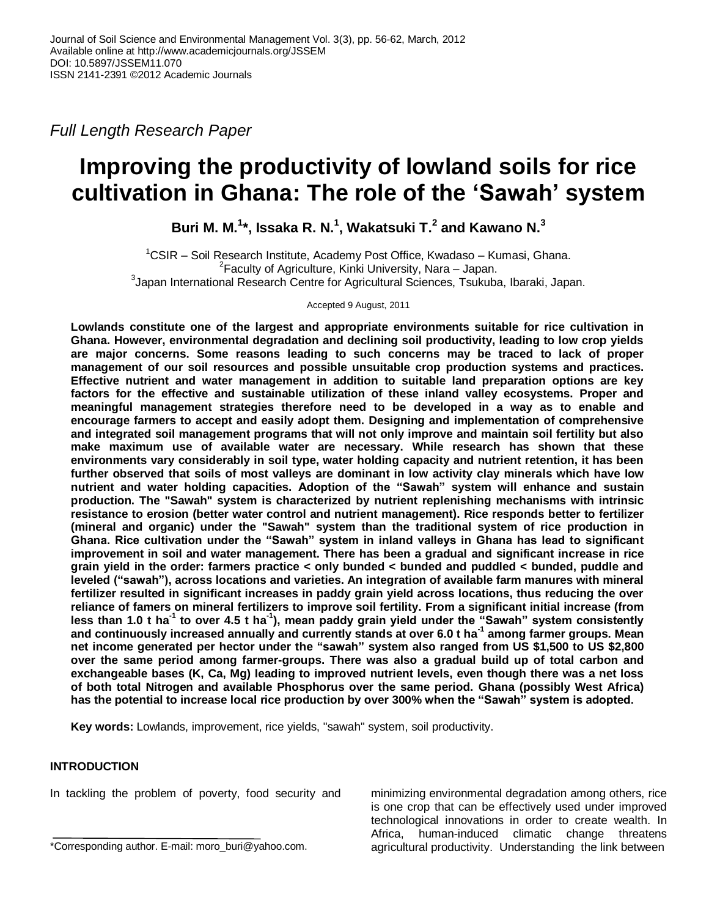Journal of Soil Science and Environmental Management Vol. 3(3), pp. 56-62, March, 2012
Available online at http://www.academicjournals.org/JSSEM
DOI: 10.5897/JSSEM11.070
ISSN 2141-2391 ©2012 Academic Journals

*Full Length Research Paper*

# Improving the productivity of lowland soils for rice cultivation in Ghana: The role of the 'Sawah' system

**Buri M. M.[1]\*, Issaka R. N.[1], Wakatsuki T.[2] and Kawano N.[3]**

[1]CSIR – Soil Research Institute, Academy Post Office, Kwadaso – Kumasi, Ghana.
[2]Faculty of Agriculture, Kinki University, Nara – Japan.
[3]Japan International Research Centre for Agricultural Sciences, Tsukuba, Ibaraki, Japan.

Accepted 9 August, 2011

**Lowlands constitute one of the largest and appropriate environments suitable for rice cultivation in Ghana. However, environmental degradation and declining soil productivity, leading to low crop yields are major concerns. Some reasons leading to such concerns may be traced to lack of proper management of our soil resources and possible unsuitable crop production systems and practices. Effective nutrient and water management in addition to suitable land preparation options are key factors for the effective and sustainable utilization of these inland valley ecosystems. Proper and meaningful management strategies therefore need to be developed in a way as to enable and encourage farmers to accept and easily adopt them. Designing and implementation of comprehensive and integrated soil management programs that will not only improve and maintain soil fertility but also make maximum use of available water are necessary. While research has shown that these environments vary considerably in soil type, water holding capacity and nutrient retention, it has been further observed that soils of most valleys are dominant in low activity clay minerals which have low nutrient and water holding capacities. Adoption of the "Sawah" system will enhance and sustain production. The "Sawah" system is characterized by nutrient replenishing mechanisms with intrinsic resistance to erosion (better water control and nutrient management). Rice responds better to fertilizer (mineral and organic) under the "Sawah" system than the traditional system of rice production in Ghana. Rice cultivation under the "Sawah" system in inland valleys in Ghana has lead to significant improvement in soil and water management. There has been a gradual and significant increase in rice grain yield in the order: farmers practice < only bunded < bunded and puddled < bunded, puddle and leveled ("sawah"), across locations and varieties. An integration of available farm manures with mineral fertilizer resulted in significant increases in paddy grain yield across locations, thus reducing the over reliance of famers on mineral fertilizers to improve soil fertility. From a significant initial increase (from less than 1.0 t ha$^{-1}$ to over 4.5 t ha$^{-1}$), mean paddy grain yield under the "Sawah" system consistently and continuously increased annually and currently stands at over 6.0 t ha$^{-1}$ among farmer groups. Mean net income generated per hector under the "sawah" system also ranged from US $1,500 to US $2,800 over the same period among farmer-groups. There was also a gradual build up of total carbon and exchangeable bases (K, Ca, Mg) leading to improved nutrient levels, even though there was a net loss of both total Nitrogen and available Phosphorus over the same period. Ghana (possibly West Africa) has the potential to increase local rice production by over 300% when the "Sawah" system is adopted.**

**Key words:** Lowlands, improvement, rice yields, "sawah" system, soil productivity.

## INTRODUCTION

In tackling the problem of poverty, food security and minimizing environmental degradation among others, rice is one crop that can be effectively used under improved technological innovations in order to create wealth. In Africa, human-induced climatic change threatens agricultural productivity. Understanding the link between

\*Corresponding author. E-mail: moro_buri@yahoo.com.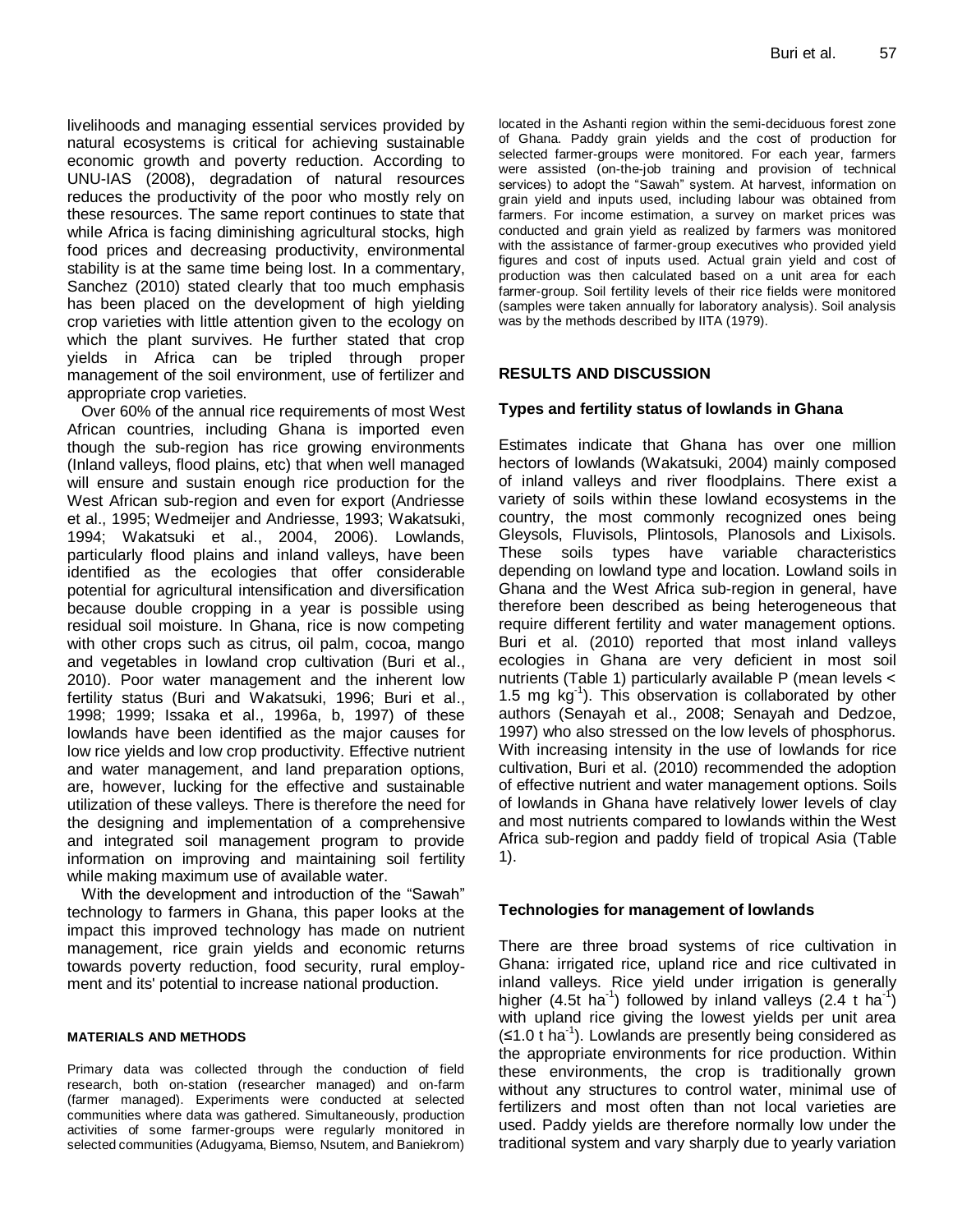livelihoods and managing essential services provided by natural ecosystems is critical for achieving sustainable economic growth and poverty reduction. According to UNU-IAS (2008), degradation of natural resources reduces the productivity of the poor who mostly rely on these resources. The same report continues to state that while Africa is facing diminishing agricultural stocks, high food prices and decreasing productivity, environmental stability is at the same time being lost. In a commentary, Sanchez (2010) stated clearly that too much emphasis has been placed on the development of high yielding crop varieties with little attention given to the ecology on which the plant survives. He further stated that crop yields in Africa can be tripled through proper management of the soil environment, use of fertilizer and appropriate crop varieties.

Over 60% of the annual rice requirements of most West African countries, including Ghana is imported even though the sub-region has rice growing environments (Inland valleys, flood plains, etc) that when well managed will ensure and sustain enough rice production for the West African sub-region and even for export (Andriesse et al., 1995; Wedmeijer and Andriesse, 1993; Wakatsuki, 1994; Wakatsuki et al., 2004, 2006). Lowlands, particularly flood plains and inland valleys, have been identified as the ecologies that offer considerable potential for agricultural intensification and diversification because double cropping in a year is possible using residual soil moisture. In Ghana, rice is now competing with other crops such as citrus, oil palm, cocoa, mango and vegetables in lowland crop cultivation (Buri et al., 2010). Poor water management and the inherent low fertility status (Buri and Wakatsuki, 1996; Buri et al., 1998; 1999; Issaka et al., 1996a, b, 1997) of these lowlands have been identified as the major causes for low rice yields and low crop productivity. Effective nutrient and water management, and land preparation options, are, however, lacking for the effective and sustainable utilization of these valleys. There is therefore the need for the designing and implementation of a comprehensive and integrated soil management program to provide information on improving and maintaining soil fertility while making maximum use of available water.

With the development and introduction of the "Sawah" technology to farmers in Ghana, this paper looks at the impact this improved technology has made on nutrient management, rice grain yields and economic returns towards poverty reduction, food security, rural employment and its' potential to increase national production.

## MATERIALS AND METHODS

Primary data was collected through the conduction of field research, both on-station (researcher managed) and on-farm (farmer managed). Experiments were conducted at selected communities where data was gathered. Simultaneously, production activities of some farmer-groups were regularly monitored in selected communities (Adugyama, Biemso, Nsutem, and Baniekrom) located in the Ashanti region within the semi-deciduous forest zone of Ghana. Paddy grain yields and the cost of production for selected farmer-groups were monitored. For each year, farmers were assisted (on-the-job training and provision of technical services) to adopt the "Sawah" system. At harvest, information on grain yield and inputs used, including labour was obtained from farmers. For income estimation, a survey on market prices was conducted and grain yield as realized by farmers was monitored with the assistance of farmer-group executives who provided yield figures and cost of inputs used. Actual grain yield and cost of production was then calculated based on a unit area for each farmer-group. Soil fertility levels of their rice fields were monitored (samples were taken annually for laboratory analysis). Soil analysis was by the methods described by IITA (1979).

## RESULTS AND DISCUSSION

### Types and fertility status of lowlands in Ghana

Estimates indicate that Ghana has over one million hectors of lowlands (Wakatsuki, 2004) mainly composed of inland valleys and river floodplains. There exist a variety of soils within these lowland ecosystems in the country, the most commonly recognized ones being Gleysols, Fluvisols, Plintosols, Planosols and Lixisols. These soils types have variable characteristics depending on lowland type and location. Lowland soils in Ghana and the West Africa sub-region in general, have therefore been described as being heterogeneous that require different fertility and water management options. Buri et al. (2010) reported that most inland valleys ecologies in Ghana are very deficient in most soil nutrients (Table 1) particularly available P (mean levels < 1.5 mg $kg^{-1}$). This observation is collaborated by other authors (Senayah et al., 2008; Senayah and Dedzoe, 1997) who also stressed on the low levels of phosphorus. With increasing intensity in the use of lowlands for rice cultivation, Buri et al. (2010) recommended the adoption of effective nutrient and water management options. Soils of lowlands in Ghana have relatively lower levels of clay and most nutrients compared to lowlands within the West Africa sub-region and paddy field of tropical Asia (Table 1).

### Technologies for management of lowlands

There are three broad systems of rice cultivation in Ghana: irrigated rice, upland rice and rice cultivated in inland valleys. Rice yield under irrigation is generally higher (4.5t $ha^{-1}$) followed by inland valleys (2.4 t $ha^{-1}$) with upland rice giving the lowest yields per unit area (≤1.0 t $ha^{-1}$). Lowlands are presently being considered as the appropriate environments for rice production. Within these environments, the crop is traditionally grown without any structures to control water, minimal use of fertilizers and most often than not local varieties are used. Paddy yields are therefore normally low under the traditional system and vary sharply due to yearly variation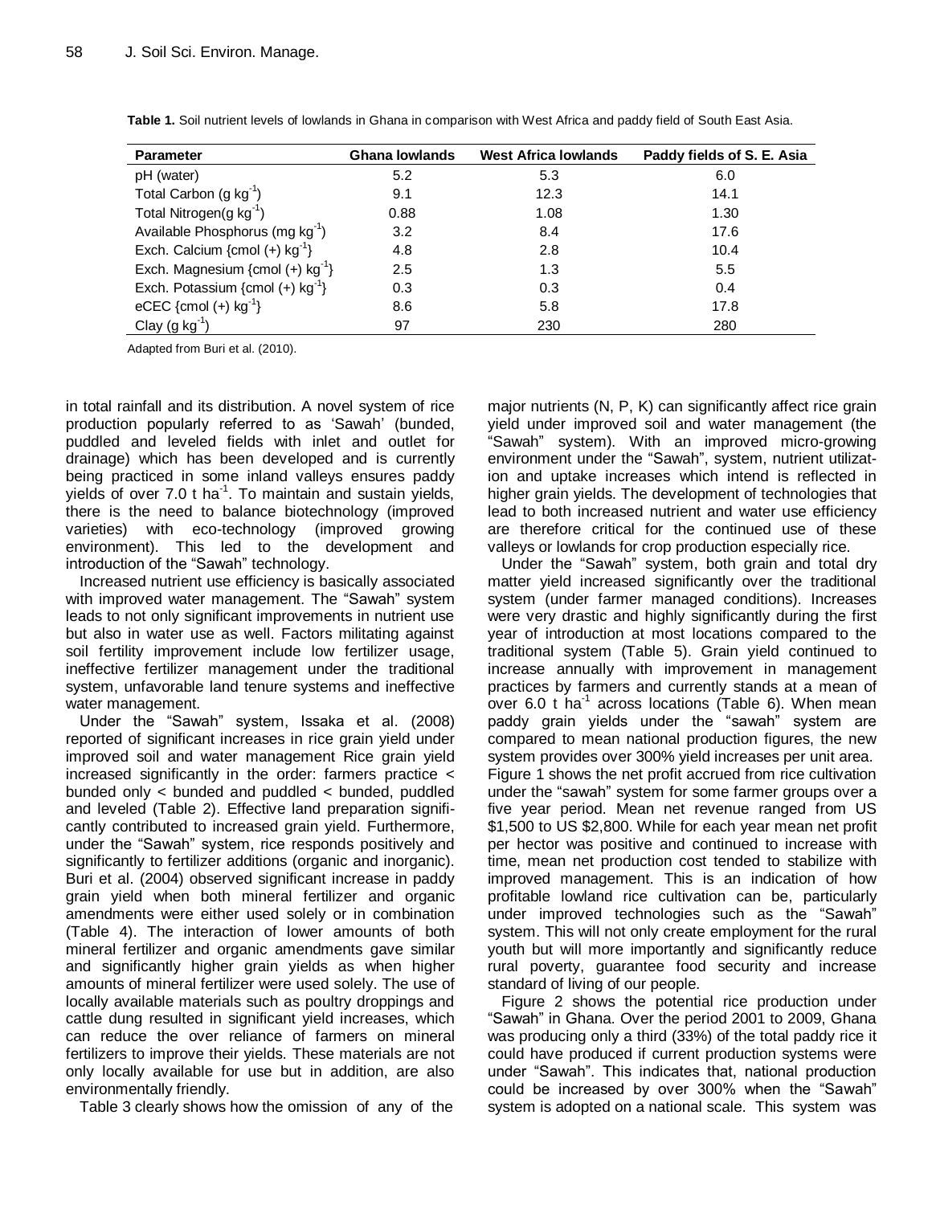**Table 1.** Soil nutrient levels of lowlands in Ghana in comparison with West Africa and paddy field of South East Asia.

| Parameter | Ghana lowlands | West Africa lowlands | Paddy fields of S. E. Asia |
|---|---|---|---|
| pH (water) | 5.2 | 5.3 | 6.0 |
| Total Carbon (g $kg^{-1}$) | 9.1 | 12.3 | 14.1 |
| Total Nitrogen(g $kg^{-1}$) | 0.88 | 1.08 | 1.30 |
| Available Phosphorus (mg $kg^{-1}$) | 3.2 | 8.4 | 17.6 |
| Exch. Calcium {cmol (+) $kg^{-1}$} | 4.8 | 2.8 | 10.4 |
| Exch. Magnesium {cmol (+) $kg^{-1}$} | 2.5 | 1.3 | 5.5 |
| Exch. Potassium {cmol (+) $kg^{-1}$} | 0.3 | 0.3 | 0.4 |
| eCEC {cmol (+) $kg^{-1}$} | 8.6 | 5.8 | 17.8 |
| Clay (g $kg^{-1}$) | 97 | 230 | 280 |

Adapted from Buri et al. (2010).

in total rainfall and its distribution. A novel system of rice production popularly referred to as 'Sawah' (bunded, puddled and leveled fields with inlet and outlet for drainage) which has been developed and is currently being practiced in some inland valleys ensures paddy yields of over 7.0 t $ha^{-1}$. To maintain and sustain yields, there is the need to balance biotechnology (improved varieties) with eco-technology (improved growing environment). This led to the development and introduction of the "Sawah" technology.

Increased nutrient use efficiency is basically associated with improved water management. The "Sawah" system leads to not only significant improvements in nutrient use but also in water use as well. Factors militating against soil fertility improvement include low fertilizer usage, ineffective fertilizer management under the traditional system, unfavorable land tenure systems and ineffective water management.

Under the "Sawah" system, Issaka et al. (2008) reported of significant increases in rice grain yield under improved soil and water management Rice grain yield increased significantly in the order: farmers practice < bunded only < bunded and puddled < bunded, puddled and leveled (Table 2). Effective land preparation significantly contributed to increased grain yield. Furthermore, under the "Sawah" system, rice responds positively and significantly to fertilizer additions (organic and inorganic). Buri et al. (2004) observed significant increase in paddy grain yield when both mineral fertilizer and organic amendments were either used solely or in combination (Table 4). The interaction of lower amounts of both mineral fertilizer and organic amendments gave similar and significantly higher grain yields as when higher amounts of mineral fertilizer were used solely. The use of locally available materials such as poultry droppings and cattle dung resulted in significant yield increases, which can reduce the over reliance of farmers on mineral fertilizers to improve their yields. These materials are not only locally available for use but in addition, are also environmentally friendly.

Table 3 clearly shows how the omission of any of the major nutrients (N, P, K) can significantly affect rice grain yield under improved soil and water management (the "Sawah" system). With an improved micro-growing environment under the "Sawah", system, nutrient utilization and uptake increases which intend is reflected in higher grain yields. The development of technologies that lead to both increased nutrient and water use efficiency are therefore critical for the continued use of these valleys or lowlands for crop production especially rice.

Under the "Sawah" system, both grain and total dry matter yield increased significantly over the traditional system (under farmer managed conditions). Increases were very drastic and highly significantly during the first year of introduction at most locations compared to the traditional system (Table 5). Grain yield continued to increase annually with improvement in management practices by farmers and currently stands at a mean of over 6.0 t $ha^{-1}$ across locations (Table 6). When mean paddy grain yields under the "sawah" system are compared to mean national production figures, the new system provides over 300% yield increases per unit area. Figure 1 shows the net profit accrued from rice cultivation under the "sawah" system for some farmer groups over a five year period. Mean net revenue ranged from US $1,500 to US $2,800. While for each year mean net profit per hector was positive and continued to increase with time, mean net production cost tended to stabilize with improved management. This is an indication of how profitable lowland rice cultivation can be, particularly under improved technologies such as the "Sawah" system. This will not only create employment for the rural youth but will more importantly and significantly reduce rural poverty, guarantee food security and increase standard of living of our people.

Figure 2 shows the potential rice production under "Sawah" in Ghana. Over the period 2001 to 2009, Ghana was producing only a third (33%) of the total paddy rice it could have produced if current production systems were under "Sawah". This indicates that, national production could be increased by over 300% when the "Sawah" system is adopted on a national scale. This system was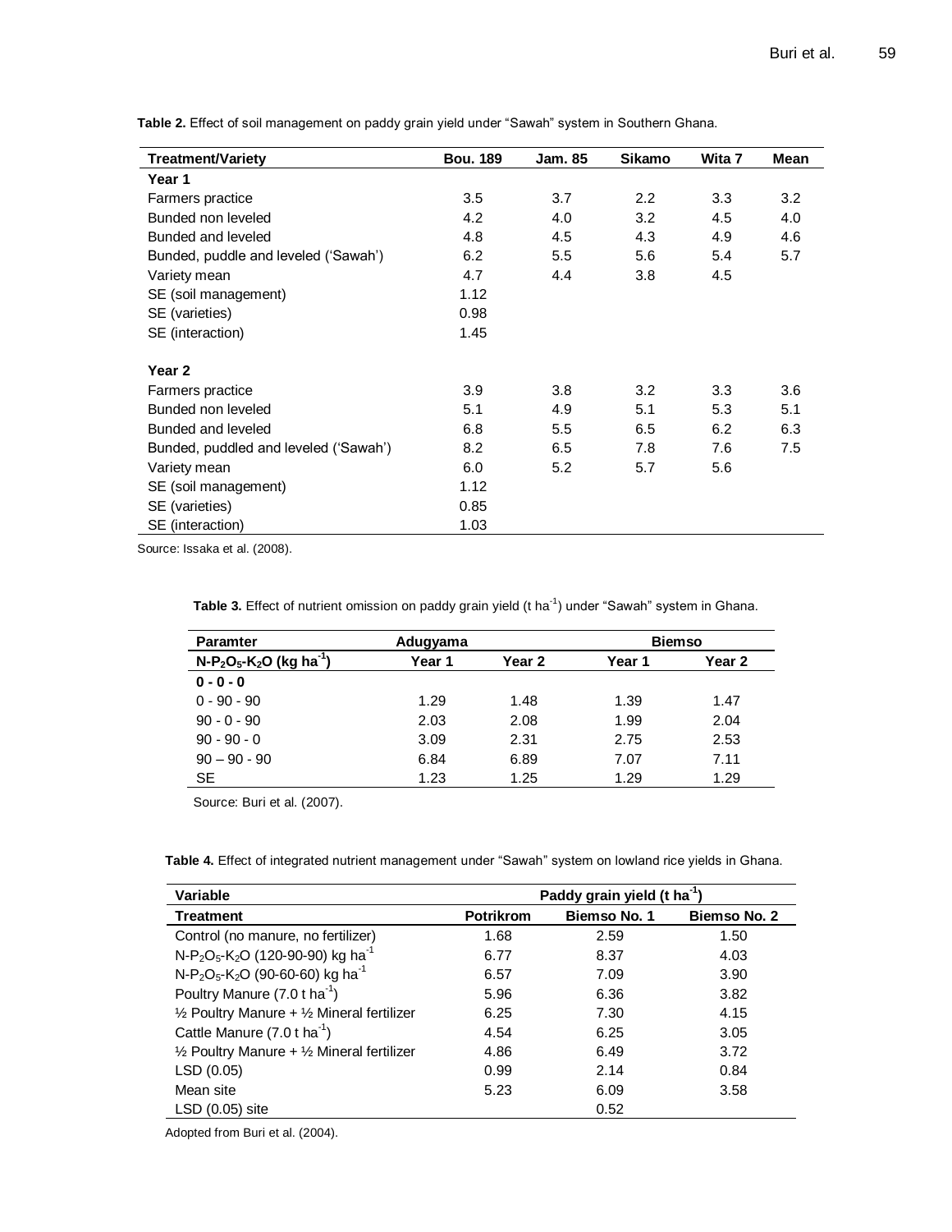**Table 2.** Effect of soil management on paddy grain yield under "Sawah" system in Southern Ghana.

| Treatment/Variety | Bou. 189 | Jam. 85 | Sikamo | Wita 7 | Mean |
|---|---|---|---|---|---|
| **Year 1** | | | | | |
| Farmers practice | 3.5 | 3.7 | 2.2 | 3.3 | 3.2 |
| Bunded non leveled | 4.2 | 4.0 | 3.2 | 4.5 | 4.0 |
| Bunded and leveled | 4.8 | 4.5 | 4.3 | 4.9 | 4.6 |
| Bunded, puddle and leveled ('Sawah') | 6.2 | 5.5 | 5.6 | 5.4 | 5.7 |
| Variety mean | 4.7 | 4.4 | 3.8 | 4.5 | |
| SE (soil management) | 1.12 | | | | |
| SE (varieties) | 0.98 | | | | |
| SE (interaction) | 1.45 | | | | |
| **Year 2** | | | | | |
| Farmers practice | 3.9 | 3.8 | 3.2 | 3.3 | 3.6 |
| Bunded non leveled | 5.1 | 4.9 | 5.1 | 5.3 | 5.1 |
| Bunded and leveled | 6.8 | 5.5 | 6.5 | 6.2 | 6.3 |
| Bunded, puddled and leveled ('Sawah') | 8.2 | 6.5 | 7.8 | 7.6 | 7.5 |
| Variety mean | 6.0 | 5.2 | 5.7 | 5.6 | |
| SE (soil management) | 1.12 | | | | |
| SE (varieties) | 0.85 | | | | |
| SE (interaction) | 1.03 | | | | |

Source: Issaka et al. (2008).

**Table 3.** Effect of nutrient omission on paddy grain yield (t $ha^{-1}$) under "Sawah" system in Ghana.

| Paramter | Adugyama | | Biemso | |
|---|---|---|---|---|
| $N$-$P_2O_5$-$K_2O$ (kg $ha^{-1}$) | Year 1 | Year 2 | Year 1 | Year 2 |
| **0 - 0 - 0** | | | | |
| 0 - 90 - 90 | 1.29 | 1.48 | 1.39 | 1.47 |
| 90 - 0 - 90 | 2.03 | 2.08 | 1.99 | 2.04 |
| 90 - 90 - 0 | 3.09 | 2.31 | 2.75 | 2.53 |
| 90 – 90 - 90 | 6.84 | 6.89 | 7.07 | 7.11 |
| SE | 1.23 | 1.25 | 1.29 | 1.29 |

Source: Buri et al. (2007).

**Table 4.** Effect of integrated nutrient management under "Sawah" system on lowland rice yields in Ghana.

| Variable | Paddy grain yield (t $ha^{-1}$) | | |
|---|---|---|---|
| **Treatment** | **Potrikrom** | **Biemso No. 1** | **Biemso No. 2** |
| Control (no manure, no fertilizer) | 1.68 | 2.59 | 1.50 |
| $N$-$P_2O_5$-$K_2O$ (120-90-90) kg $ha^{-1}$ | 6.77 | 8.37 | 4.03 |
| $N$-$P_2O_5$-$K_2O$ (90-60-60) kg $ha^{-1}$ | 6.57 | 7.09 | 3.90 |
| Poultry Manure (7.0 t $ha^{-1}$) | 5.96 | 6.36 | 3.82 |
| ½ Poultry Manure + ½ Mineral fertilizer | 6.25 | 7.30 | 4.15 |
| Cattle Manure (7.0 t $ha^{-1}$) | 4.54 | 6.25 | 3.05 |
| ½ Poultry Manure + ½ Mineral fertilizer | 4.86 | 6.49 | 3.72 |
| LSD (0.05) | 0.99 | 2.14 | 0.84 |
| Mean site | 5.23 | 6.09 | 3.58 |
| LSD (0.05) site | | 0.52 | |

Adopted from Buri et al. (2004).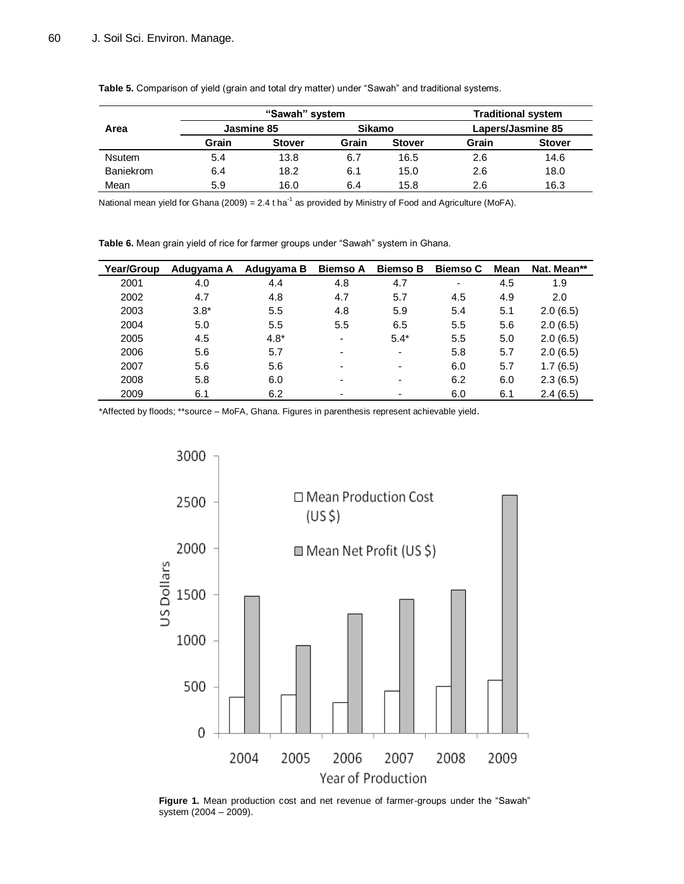**Table 5.** Comparison of yield (grain and total dry matter) under "Sawah" and traditional systems.

| Area | "Sawah" system | | | | Traditional system | |
|---|---|---|---|---|---|---|
| | Jasmine 85 | | Sikamo | | Lapers/Jasmine 85 | |
| | Grain | Stover | Grain | Stover | Grain | Stover |
| Nsutem | 5.4 | 13.8 | 6.7 | 16.5 | 2.6 | 14.6 |
| Baniekrom | 6.4 | 18.2 | 6.1 | 15.0 | 2.6 | 18.0 |
| Mean | 5.9 | 16.0 | 6.4 | 15.8 | 2.6 | 16.3 |

National mean yield for Ghana (2009) = 2.4 t $ha^{-1}$ as provided by Ministry of Food and Agriculture (MoFA).

**Table 6.** Mean grain yield of rice for farmer groups under "Sawah" system in Ghana.

| Year/Group | Adugyama A | Adugyama B | Biemso A | Biemso B | Biemso C | Mean | Nat. Mean** |
|---|---|---|---|---|---|---|---|
| 2001 | 4.0 | 4.4 | 4.8 | 4.7 | - | 4.5 | 1.9 |
| 2002 | 4.7 | 4.8 | 4.7 | 5.7 | 4.5 | 4.9 | 2.0 |
| 2003 | 3.8* | 5.5 | 4.8 | 5.9 | 5.4 | 5.1 | 2.0 (6.5) |
| 2004 | 5.0 | 5.5 | 5.5 | 6.5 | 5.5 | 5.6 | 2.0 (6.5) |
| 2005 | 4.5 | 4.8* | - | 5.4* | 5.5 | 5.0 | 2.0 (6.5) |
| 2006 | 5.6 | 5.7 | - | - | 5.8 | 5.7 | 2.0 (6.5) |
| 2007 | 5.6 | 5.6 | - | - | 6.0 | 5.7 | 1.7 (6.5) |
| 2008 | 5.8 | 6.0 | - | - | 6.2 | 6.0 | 2.3 (6.5) |
| 2009 | 6.1 | 6.2 | - | - | 6.0 | 6.1 | 2.4 (6.5) |

*Affected by floods; **source – MoFA, Ghana. Figures in parenthesis represent achievable yield.

**Figure 1.** Mean production cost and net revenue of farmer-groups under the "Sawah" system (2004 – 2009).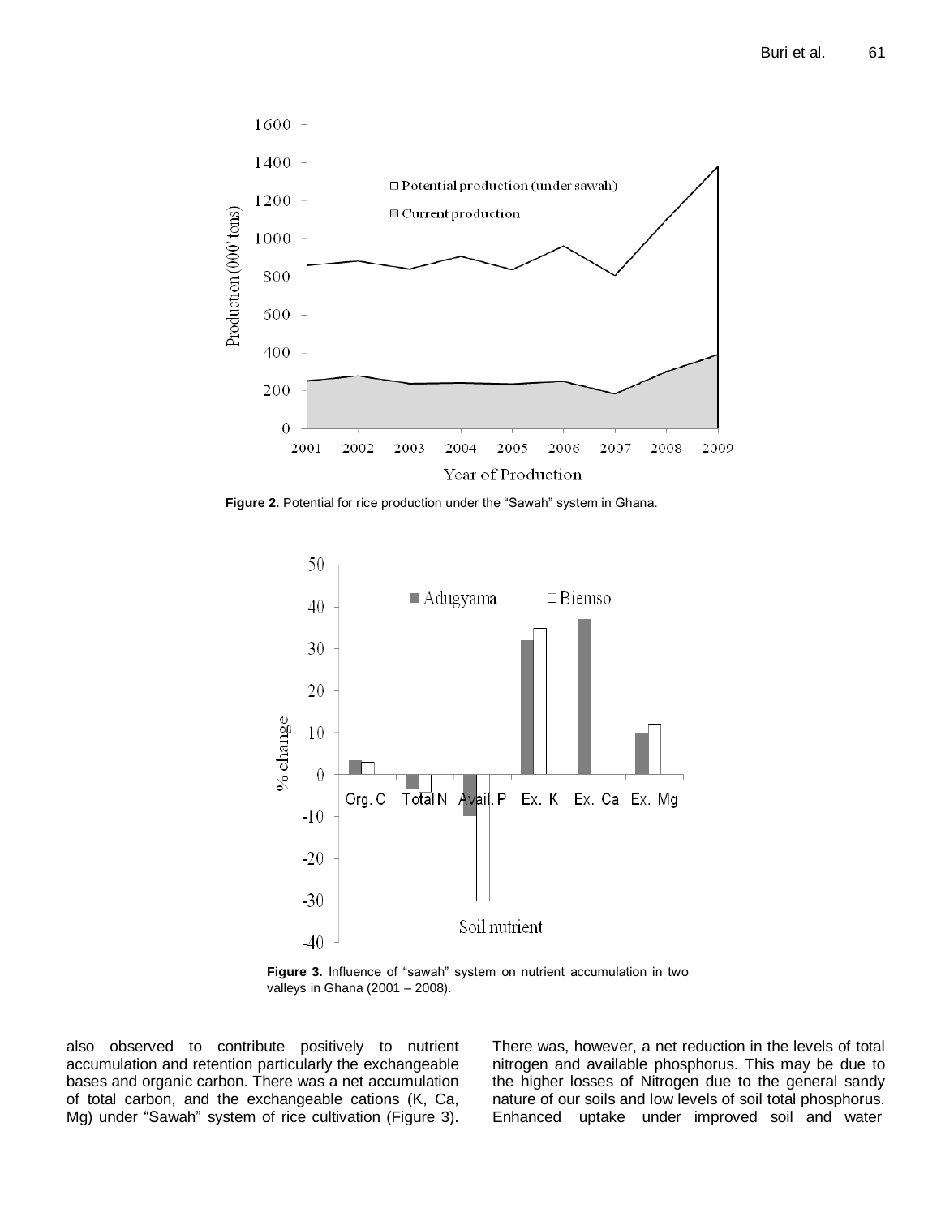Figure 2. Potential for rice production under the “Sawah” system in Ghana.

Figure 3. Influence of “sawah” system on nutrient accumulation in two valleys in Ghana (2001 – 2008).

also observed to contribute positively to nutrient accumulation and retention particularly the exchangeable bases and organic carbon. There was a net accumulation of total carbon, and the exchangeable cations (K, Ca, Mg) under “Sawah” system of rice cultivation (Figure 3). There was, however, a net reduction in the levels of total nitrogen and available phosphorus. This may be due to the higher losses of Nitrogen due to the general sandy nature of our soils and low levels of soil total phosphorus. Enhanced uptake under improved soil and water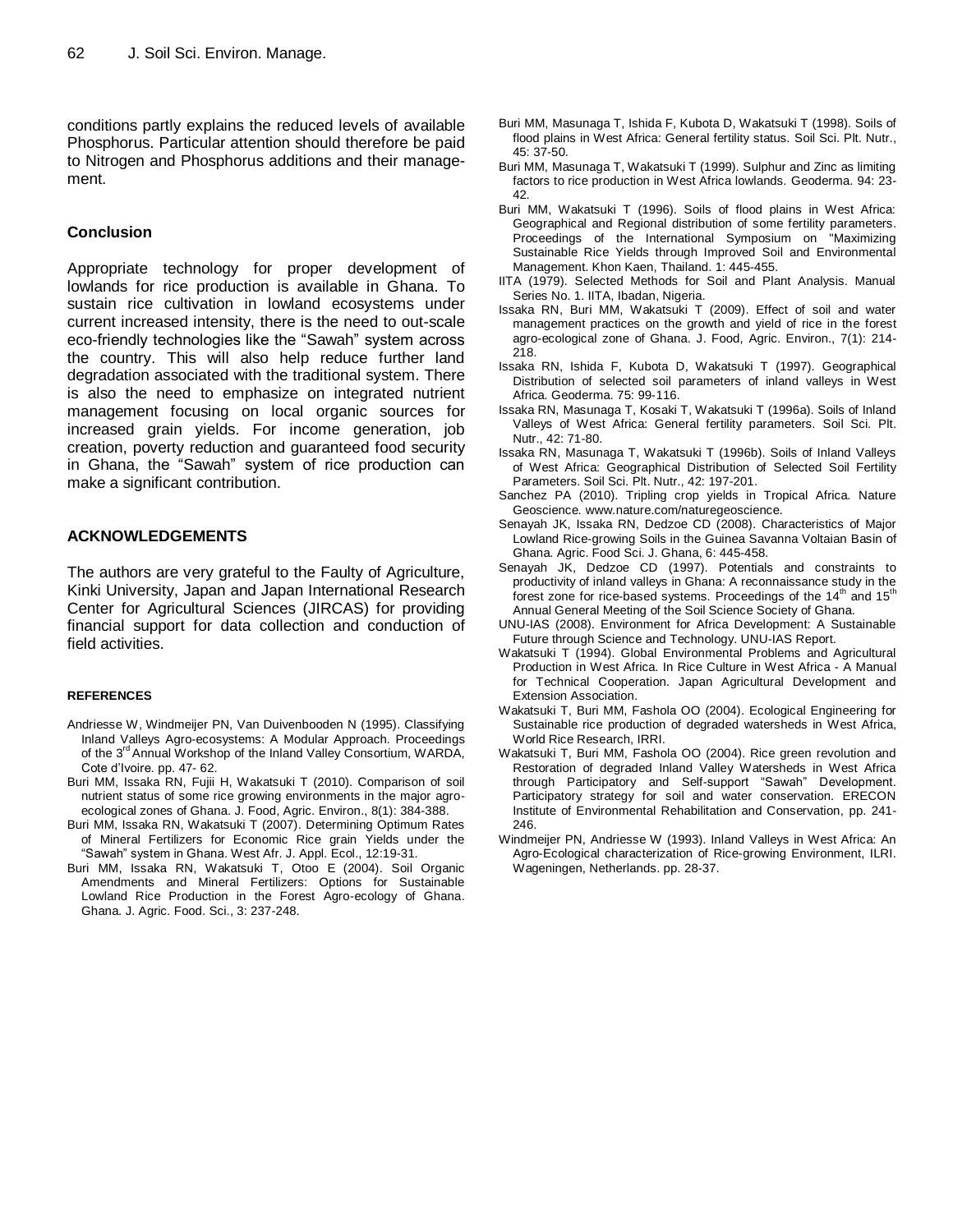conditions partly explains the reduced levels of available Phosphorus. Particular attention should therefore be paid to Nitrogen and Phosphorus additions and their management.

## Conclusion

Appropriate technology for proper development of lowlands for rice production is available in Ghana. To sustain rice cultivation in lowland ecosystems under current increased intensity, there is the need to out-scale eco-friendly technologies like the "Sawah" system across the country. This will also help reduce further land degradation associated with the traditional system. There is also the need to emphasize on integrated nutrient management focusing on local organic sources for increased grain yields. For income generation, job creation, poverty reduction and guaranteed food security in Ghana, the "Sawah" system of rice production can make a significant contribution.

## ACKNOWLEDGEMENTS

The authors are very grateful to the Faulty of Agriculture, Kinki University, Japan and Japan International Research Center for Agricultural Sciences (JIRCAS) for providing financial support for data collection and conduction of field activities.

## REFERENCES

Andriesse W, Windmeijer PN, Van Duivenbooden N (1995). Classifying Inland Valleys Agro-ecosystems: A Modular Approach. Proceedings of the 3rd Annual Workshop of the Inland Valley Consortium, WARDA, Cote d'Ivoire. pp. 47- 62.

Buri MM, Issaka RN, Fujii H, Wakatsuki T (2010). Comparison of soil nutrient status of some rice growing environments in the major agro-ecological zones of Ghana. J. Food, Agric. Environ., 8(1): 384-388.

Buri MM, Issaka RN, Wakatsuki T (2007). Determining Optimum Rates of Mineral Fertilizers for Economic Rice grain Yields under the "Sawah" system in Ghana. West Afr. J. Appl. Ecol., 12:19-31.

Buri MM, Issaka RN, Wakatsuki T, Otoo E (2004). Soil Organic Amendments and Mineral Fertilizers: Options for Sustainable Lowland Rice Production in the Forest Agro-ecology of Ghana. Ghana. J. Agric. Food. Sci., 3: 237-248.

Buri MM, Masunaga T, Ishida F, Kubota D, Wakatsuki T (1998). Soils of flood plains in West Africa: General fertility status. Soil Sci. Plt. Nutr., 45: 37-50.

Buri MM, Masunaga T, Wakatsuki T (1999). Sulphur and Zinc as limiting factors to rice production in West Africa lowlands. Geoderma. 94: 23-42.

Buri MM, Wakatsuki T (1996). Soils of flood plains in West Africa: Geographical and Regional distribution of some fertility parameters. Proceedings of the International Symposium on "Maximizing Sustainable Rice Yields through Improved Soil and Environmental Management. Khon Kaen, Thailand. 1: 445-455.

IITA (1979). Selected Methods for Soil and Plant Analysis. Manual Series No. 1. IITA, Ibadan, Nigeria.

Issaka RN, Buri MM, Wakatsuki T (2009). Effect of soil and water management practices on the growth and yield of rice in the forest agro-ecological zone of Ghana. J. Food, Agric. Environ., 7(1): 214-218.

Issaka RN, Ishida F, Kubota D, Wakatsuki T (1997). Geographical Distribution of selected soil parameters of inland valleys in West Africa. Geoderma. 75: 99-116.

Issaka RN, Masunaga T, Kosaki T, Wakatsuki T (1996a). Soils of Inland Valleys of West Africa: General fertility parameters. Soil Sci. Plt. Nutr., 42: 71-80.

Issaka RN, Masunaga T, Wakatsuki T (1996b). Soils of Inland Valleys of West Africa: Geographical Distribution of Selected Soil Fertility Parameters. Soil Sci. Plt. Nutr., 42: 197-201.

Sanchez PA (2010). Tripling crop yields in Tropical Africa. Nature Geoscience. www.nature.com/naturegeoscience.

Senayah JK, Issaka RN, Dedzoe CD (2008). Characteristics of Major Lowland Rice-growing Soils in the Guinea Savanna Voltaian Basin of Ghana. Agric. Food Sci. J. Ghana, 6: 445-458.

Senayah JK, Dedzoe CD (1997). Potentials and constraints to productivity of inland valleys in Ghana: A reconnaissance study in the forest zone for rice-based systems. Proceedings of the 14th and 15th Annual General Meeting of the Soil Science Society of Ghana.

UNU-IAS (2008). Environment for Africa Development: A Sustainable Future through Science and Technology. UNU-IAS Report.

Wakatsuki T (1994). Global Environmental Problems and Agricultural Production in West Africa. In Rice Culture in West Africa - A Manual for Technical Cooperation. Japan Agricultural Development and Extension Association.

Wakatsuki T, Buri MM, Fashola OO (2004). Ecological Engineering for Sustainable rice production of degraded watersheds in West Africa, World Rice Research, IRRI.

Wakatsuki T, Buri MM, Fashola OO (2004). Rice green revolution and Restoration of degraded Inland Valley Watersheds in West Africa through Participatory and Self-support "Sawah" Development. Participatory strategy for soil and water conservation. ERECON Institute of Environmental Rehabilitation and Conservation, pp. 241-246.

Windmeijer PN, Andriesse W (1993). Inland Valleys in West Africa: An Agro-Ecological characterization of Rice-growing Environment, ILRI. Wageningen, Netherlands. pp. 28-37.